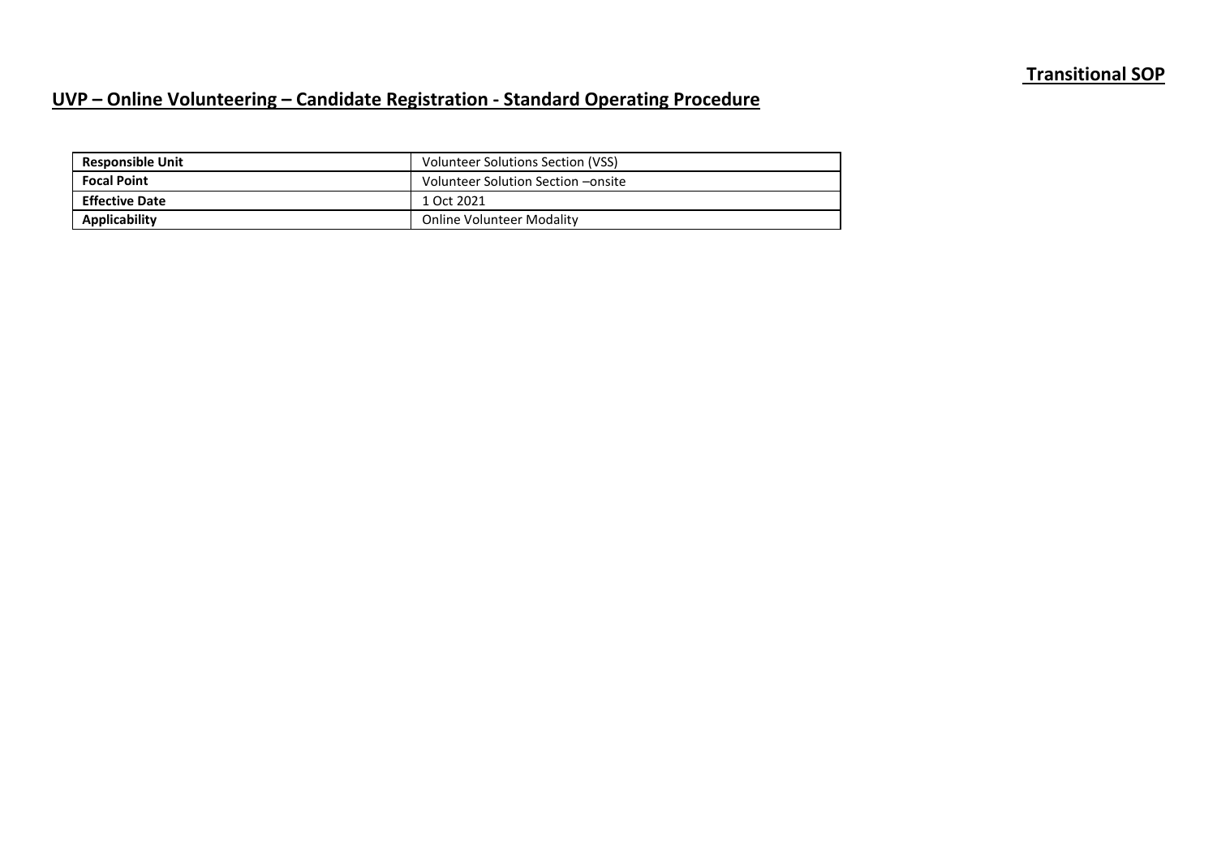**Transitional SOP**

# UVP – Online Volunteering – Candidate Registration - Standard Operating Procedure

| **Responsible Unit** | Volunteer Solutions Section (VSS) |
| --- | --- |
| **Focal Point** | Volunteer Solution Section –onsite |
| **Effective Date** | 1 Oct 2021 |
| **Applicability** | Online Volunteer Modality |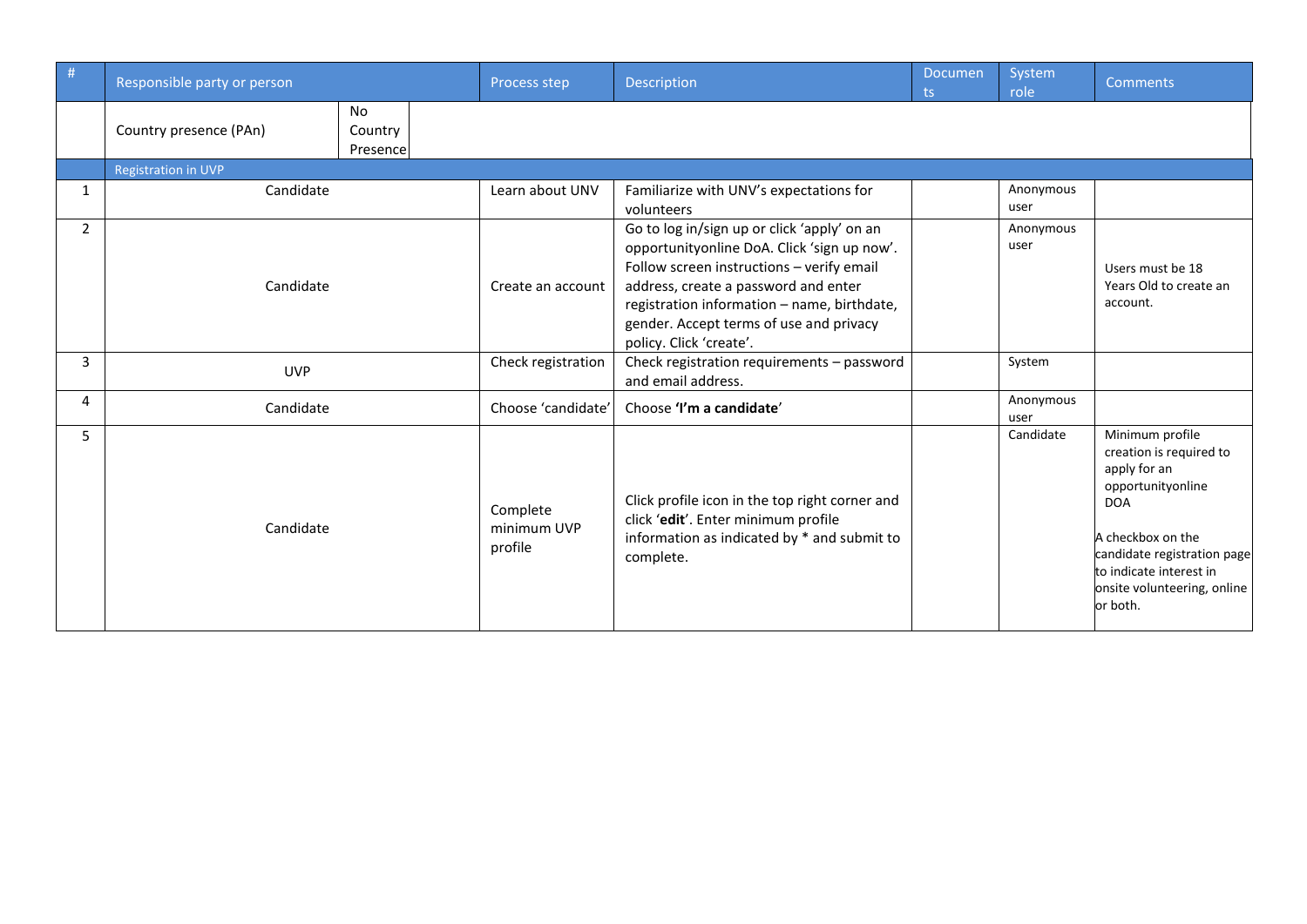| # | Responsible party or person | | Process step | Description | Documents | System role | Comments |
|---|---|---|---|---|---|---|---|
| | Country presence (PAn) | No Country Presence | | | | | |
| | Registration in UVP | | | | | | |
| 1 | Candidate | | Learn about UNV | Familiarize with UNV's expectations for volunteers | | Anonymous user | |
| 2 | Candidate | | Create an account | Go to log in/sign up or click 'apply' on an opportunityonline DoA. Click 'sign up now'. Follow screen instructions – verify email address, create a password and enter registration information – name, birthdate, gender. Accept terms of use and privacy policy. Click 'create'. | | Anonymous user | Users must be 18 Years Old to create an account. |
| 3 | UVP | | Check registration | Check registration requirements – password and email address. | | System | |
| 4 | Candidate | | Choose 'candidate' | Choose **'I'm a candidate**' | | Anonymous user | |
| 5 | Candidate | | Complete minimum UVP profile | Click profile icon in the top right corner and click '**edit**'. Enter minimum profile information as indicated by * and submit to complete. | | Candidate | Minimum profile creation is required to apply for an opportunityonline DOA<br><br>A checkbox on the candidate registration page to indicate interest in onsite volunteering, online or both. |